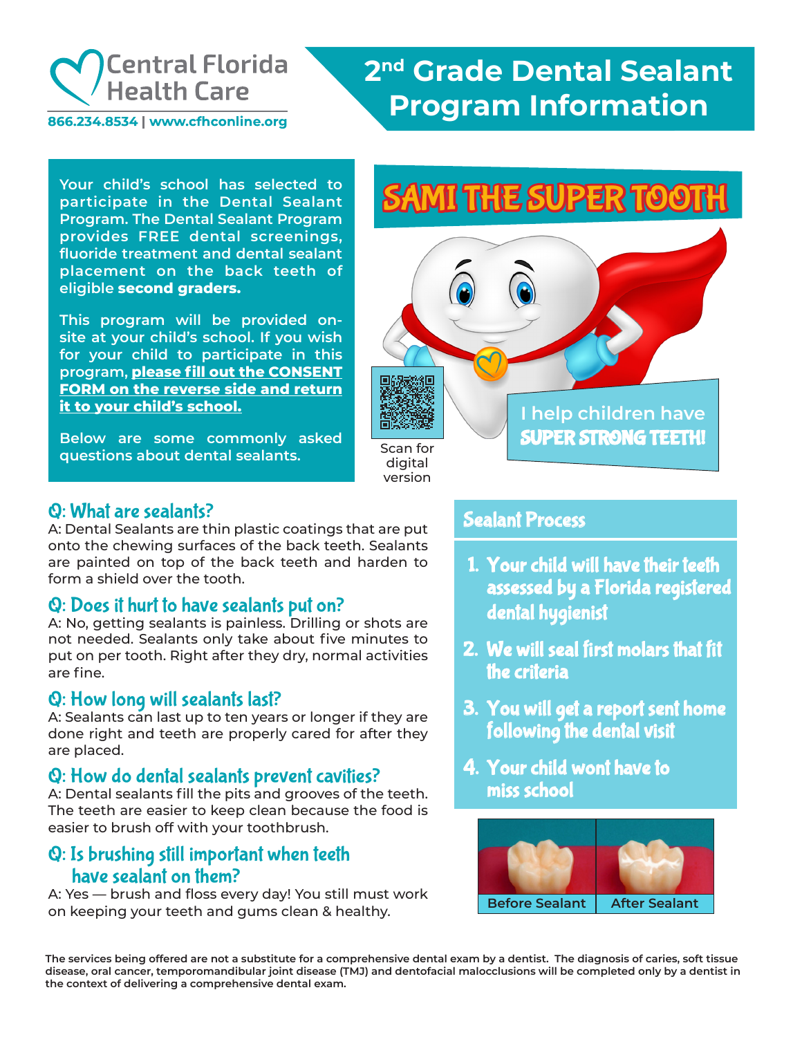Central Florida Health Care

866.234.8534 | www.cfhconline.org

# 2nd Grade Dental Sealant Program Information

Your child's school has selected to participate in the Dental Sealant Program. The Dental Sealant Program provides FREE dental screenings, fluoride treatment and dental sealant placement on the back teeth of eligible **second graders.**

This program will be provided on-site at your child's school. If you wish for your child to participate in this program, **please fill out the CONSENT FORM on the reverse side and return it to your child's school.**

Below are some commonly asked questions about dental sealants.

## SAMI THE SUPER TOOTH

Scan for digital version

I help children have **SUPER STRONG TEETH!**

### Q: What are sealants?

A: Dental Sealants are thin plastic coatings that are put onto the chewing surfaces of the back teeth. Sealants are painted on top of the back teeth and harden to form a shield over the tooth.

### Q: Does it hurt to have sealants put on?

A: No, getting sealants is painless. Drilling or shots are not needed. Sealants only take about five minutes to put on per tooth. Right after they dry, normal activities are fine.

### Q: How long will sealants last?

A: Sealants can last up to ten years or longer if they are done right and teeth are properly cared for after they are placed.

### Q: How do dental sealants prevent cavities?

A: Dental sealants fill the pits and grooves of the teeth. The teeth are easier to keep clean because the food is easier to brush off with your toothbrush.

### Q: Is brushing still important when teeth have sealant on them?

A: Yes — brush and floss every day! You still must work on keeping your teeth and gums clean & healthy.

## Sealant Process

1. Your child will have their teeth assessed by a Florida registered dental hygienist
2. We will seal first molars that fit the criteria
3. You will get a report sent home following the dental visit
4. Your child wont have to miss school

Before Sealant | After Sealant

**The services being offered are not a substitute for a comprehensive dental exam by a dentist. The diagnosis of caries, soft tissue disease, oral cancer, temporomandibular joint disease (TMJ) and dentofacial malocclusions will be completed only by a dentist in the context of delivering a comprehensive dental exam.**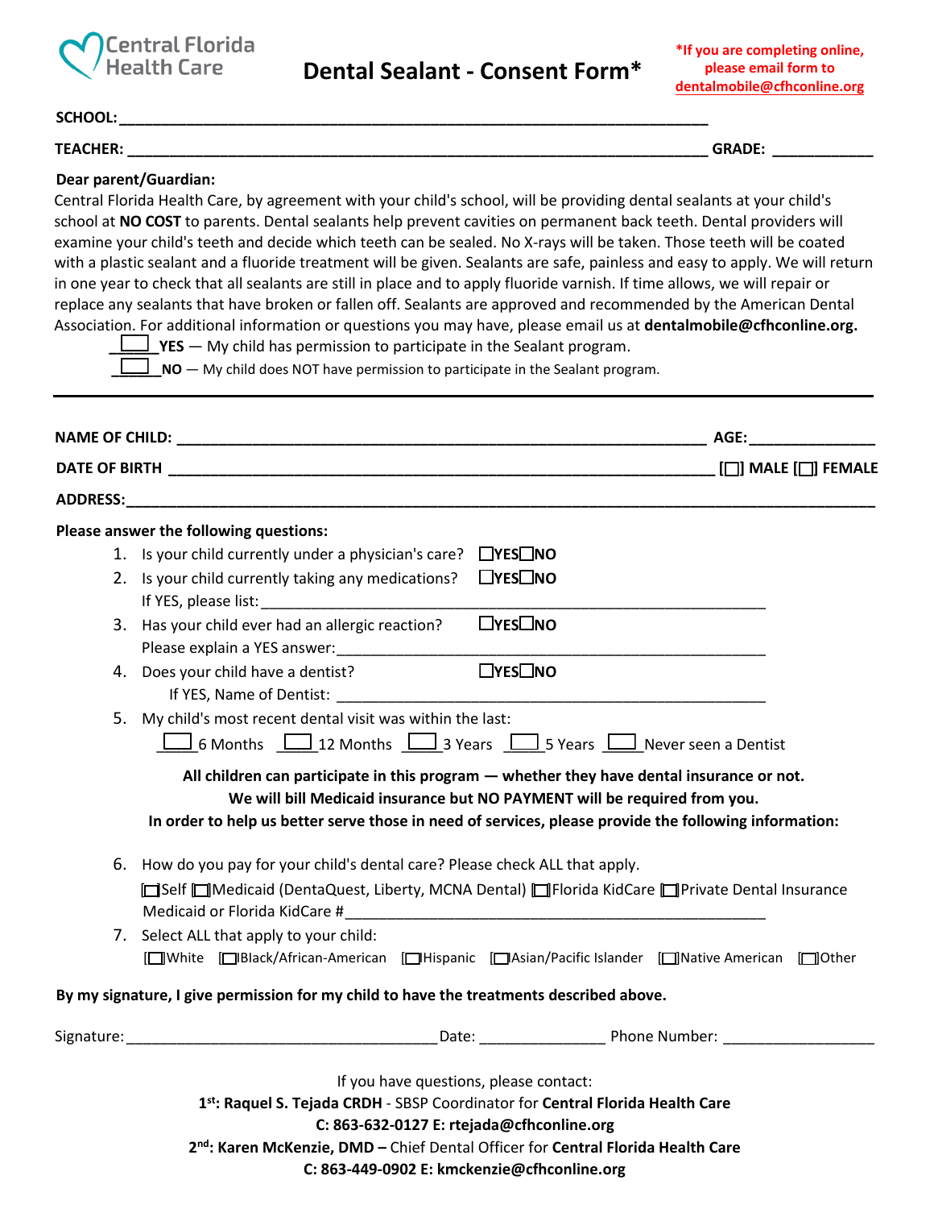Central Florida Health Care

# Dental Sealant - Consent Form*

*If you are completing online, please email form to dentalmobile@cfhconline.org

**SCHOOL:** ___________________________________________________________________________

**TEACHER:** ___________________________________________________________________________ **GRADE:** ____________

**Dear parent/Guardian:**

Central Florida Health Care, by agreement with your child's school, will be providing dental sealants at your child's school at **NO COST** to parents. Dental sealants help prevent cavities on permanent back teeth. Dental providers will examine your child's teeth and decide which teeth can be sealed. No X-rays will be taken. Those teeth will be coated with a plastic sealant and a fluoride treatment will be given. Sealants are safe, painless and easy to apply. We will return in one year to check that all sealants are still in place and to apply fluoride varnish. If time allows, we will repair or replace any sealants that have broken or fallen off. Sealants are approved and recommended by the American Dental Association. For additional information or questions you may have, please email us at **dentalmobile@cfhconline.org.**

☐ **YES** — My child has permission to participate in the Sealant program.

☐ **NO** — My child does NOT have permission to participate in the Sealant program.

---

**NAME OF CHILD:** ___________________________________________________________________ **AGE:** _______________

**DATE OF BIRTH** ___________________________________________________________________ [☐] **MALE** [☐] **FEMALE**

**ADDRESS:** ___________________________________________________________________________________________

**Please answer the following questions:**

1. Is your child currently under a physician's care? ☐**YES** ☐**NO**
2. Is your child currently taking any medications? ☐**YES** ☐**NO**
   If YES, please list: ___________________________________________________________________
3. Has your child ever had an allergic reaction? ☐**YES** ☐**NO**
   Please explain a YES answer: ___________________________________________________________
4. Does your child have a dentist? ☐**YES** ☐**NO**
   If YES, Name of Dentist: _______________________________________________________________
5. My child's most recent dental visit was within the last:
   ☐ 6 Months ☐ 12 Months ☐ 3 Years ☐ 5 Years ☐ Never seen a Dentist

**All children can participate in this program — whether they have dental insurance or not.**
**We will bill Medicaid insurance but NO PAYMENT will be required from you.**
**In order to help us better serve those in need of services, please provide the following information:**

6. How do you pay for your child's dental care? Please check ALL that apply.
   [☐]Self [☐]Medicaid (DentaQuest, Liberty, MCNA Dental) [☐]Florida KidCare [☐]Private Dental Insurance
   Medicaid or Florida KidCare # ______________________________________________________
7. Select ALL that apply to your child:
   [☐]White [☐]Black/African-American [☐]Hispanic [☐]Asian/Pacific Islander [☐]Native American [☐]Other

**By my signature, I give permission for my child to have the treatments described above.**

Signature: ______________________________________ Date: _______________ Phone Number: __________________

If you have questions, please contact:

1st: **Raquel S. Tejada CRDH** - SBSP Coordinator for **Central Florida Health Care**
**C: 863-632-0127 E: rtejada@cfhconline.org**

2nd: **Karen McKenzie, DMD –** Chief Dental Officer for **Central Florida Health Care**
**C: 863-449-0902 E: kmckenzie@cfhconline.org**